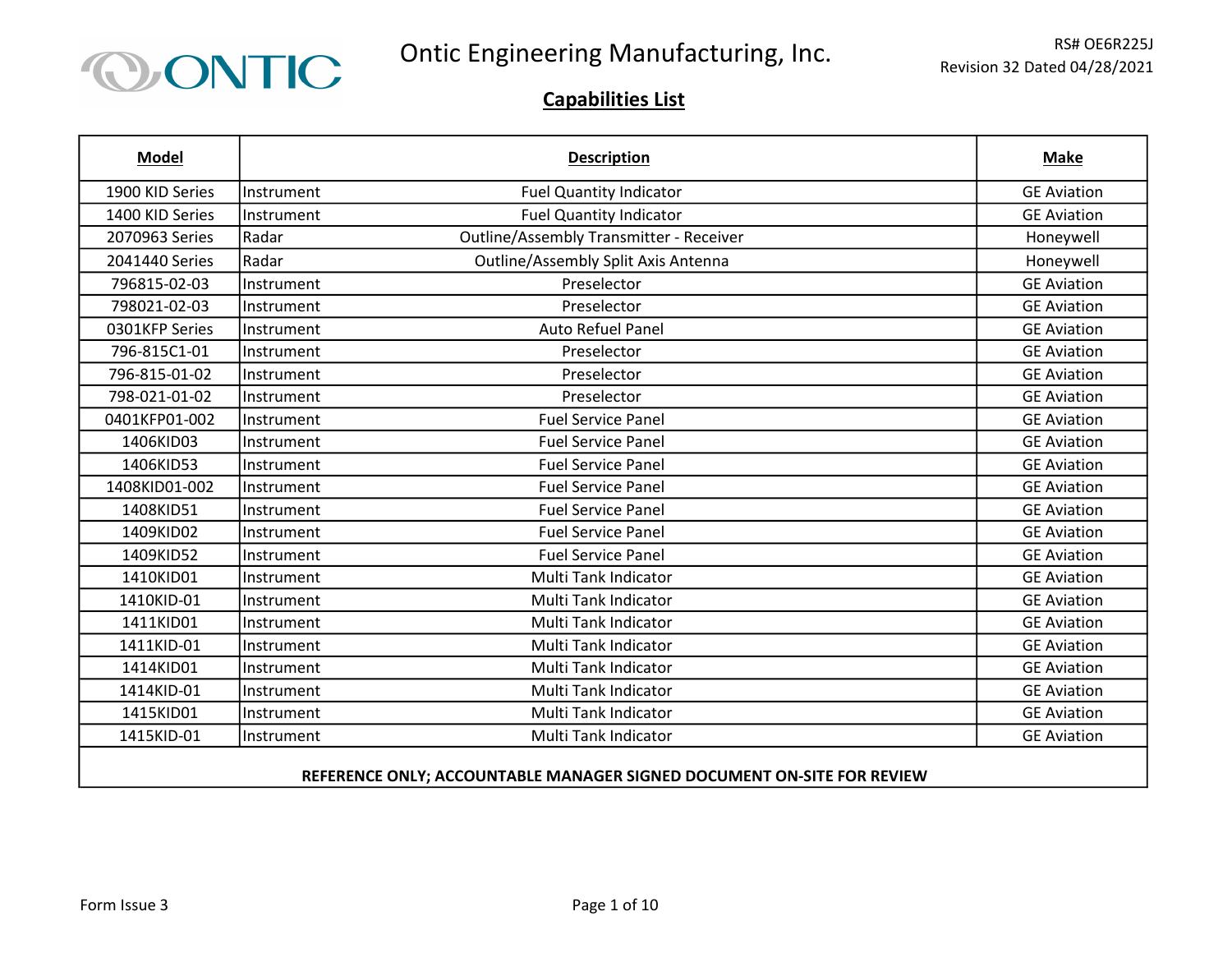# Ontic Engineering Manufacturing, Inc.

RS# OE6R225J
Revision 32 Dated 04/28/2021

## Capabilities List

| Model | Description | | Make |
|---|---|---|---|
| 1900 KID Series | Instrument | Fuel Quantity Indicator | GE Aviation |
| 1400 KID Series | Instrument | Fuel Quantity Indicator | GE Aviation |
| 2070963 Series | Radar | Outline/Assembly Transmitter - Receiver | Honeywell |
| 2041440 Series | Radar | Outline/Assembly Split Axis Antenna | Honeywell |
| 796815-02-03 | Instrument | Preselector | GE Aviation |
| 798021-02-03 | Instrument | Preselector | GE Aviation |
| 0301KFP Series | Instrument | Auto Refuel Panel | GE Aviation |
| 796-815C1-01 | Instrument | Preselector | GE Aviation |
| 796-815-01-02 | Instrument | Preselector | GE Aviation |
| 798-021-01-02 | Instrument | Preselector | GE Aviation |
| 0401KFP01-002 | Instrument | Fuel Service Panel | GE Aviation |
| 1406KID03 | Instrument | Fuel Service Panel | GE Aviation |
| 1406KID53 | Instrument | Fuel Service Panel | GE Aviation |
| 1408KID01-002 | Instrument | Fuel Service Panel | GE Aviation |
| 1408KID51 | Instrument | Fuel Service Panel | GE Aviation |
| 1409KID02 | Instrument | Fuel Service Panel | GE Aviation |
| 1409KID52 | Instrument | Fuel Service Panel | GE Aviation |
| 1410KID01 | Instrument | Multi Tank Indicator | GE Aviation |
| 1410KID-01 | Instrument | Multi Tank Indicator | GE Aviation |
| 1411KID01 | Instrument | Multi Tank Indicator | GE Aviation |
| 1411KID-01 | Instrument | Multi Tank Indicator | GE Aviation |
| 1414KID01 | Instrument | Multi Tank Indicator | GE Aviation |
| 1414KID-01 | Instrument | Multi Tank Indicator | GE Aviation |
| 1415KID01 | Instrument | Multi Tank Indicator | GE Aviation |
| 1415KID-01 | Instrument | Multi Tank Indicator | GE Aviation |

**REFERENCE ONLY; ACCOUNTABLE MANAGER SIGNED DOCUMENT ON-SITE FOR REVIEW**

Form Issue 3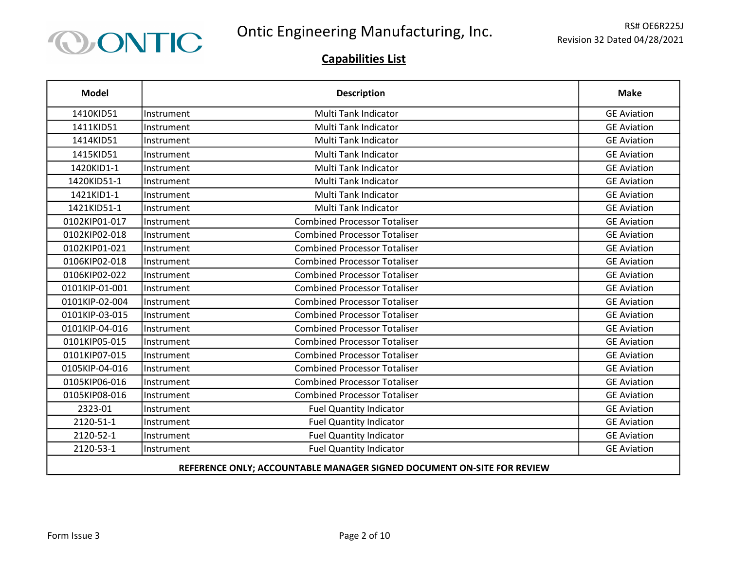## Capabilities List

| Model | Description | | Make |
|---|---|---|---|
| 1410KID51 | Instrument | Multi Tank Indicator | GE Aviation |
| 1411KID51 | Instrument | Multi Tank Indicator | GE Aviation |
| 1414KID51 | Instrument | Multi Tank Indicator | GE Aviation |
| 1415KID51 | Instrument | Multi Tank Indicator | GE Aviation |
| 1420KID1-1 | Instrument | Multi Tank Indicator | GE Aviation |
| 1420KID51-1 | Instrument | Multi Tank Indicator | GE Aviation |
| 1421KID1-1 | Instrument | Multi Tank Indicator | GE Aviation |
| 1421KID51-1 | Instrument | Multi Tank Indicator | GE Aviation |
| 0102KIP01-017 | Instrument | Combined Processor Totaliser | GE Aviation |
| 0102KIP02-018 | Instrument | Combined Processor Totaliser | GE Aviation |
| 0102KIP01-021 | Instrument | Combined Processor Totaliser | GE Aviation |
| 0106KIP02-018 | Instrument | Combined Processor Totaliser | GE Aviation |
| 0106KIP02-022 | Instrument | Combined Processor Totaliser | GE Aviation |
| 0101KIP-01-001 | Instrument | Combined Processor Totaliser | GE Aviation |
| 0101KIP-02-004 | Instrument | Combined Processor Totaliser | GE Aviation |
| 0101KIP-03-015 | Instrument | Combined Processor Totaliser | GE Aviation |
| 0101KIP-04-016 | Instrument | Combined Processor Totaliser | GE Aviation |
| 0101KIP05-015 | Instrument | Combined Processor Totaliser | GE Aviation |
| 0101KIP07-015 | Instrument | Combined Processor Totaliser | GE Aviation |
| 0105KIP-04-016 | Instrument | Combined Processor Totaliser | GE Aviation |
| 0105KIP06-016 | Instrument | Combined Processor Totaliser | GE Aviation |
| 0105KIP08-016 | Instrument | Combined Processor Totaliser | GE Aviation |
| 2323-01 | Instrument | Fuel Quantity Indicator | GE Aviation |
| 2120-51-1 | Instrument | Fuel Quantity Indicator | GE Aviation |
| 2120-52-1 | Instrument | Fuel Quantity Indicator | GE Aviation |
| 2120-53-1 | Instrument | Fuel Quantity Indicator | GE Aviation |

**REFERENCE ONLY; ACCOUNTABLE MANAGER SIGNED DOCUMENT ON-SITE FOR REVIEW**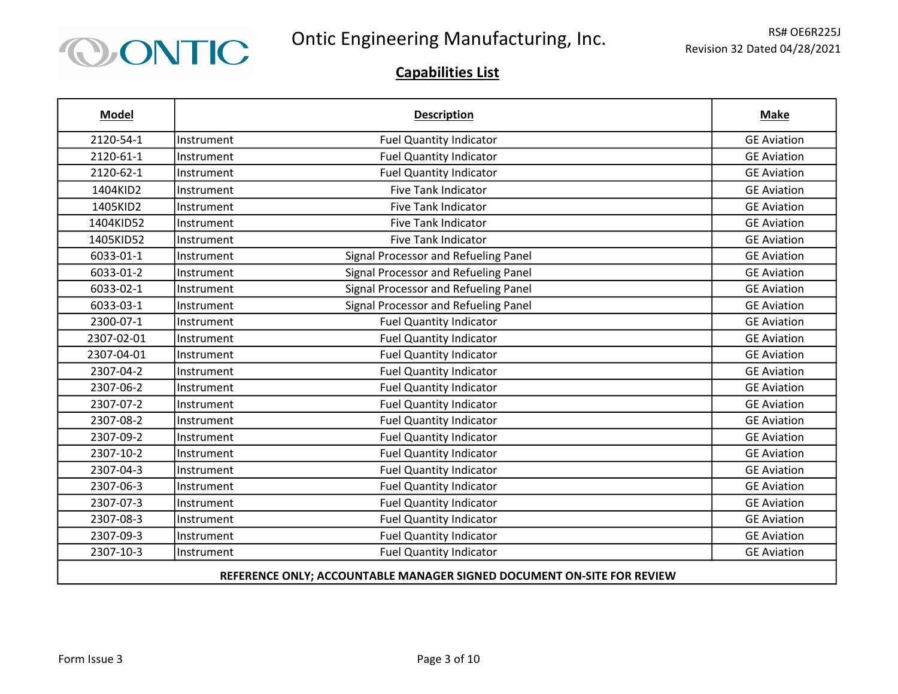# Ontic Engineering Manufacturing, Inc.

RS# OE6R225J
Revision 32 Dated 04/28/2021

## Capabilities List

| Model | Description | | Make |
|---|---|---|---|
| 2120-54-1 | Instrument | Fuel Quantity Indicator | GE Aviation |
| 2120-61-1 | Instrument | Fuel Quantity Indicator | GE Aviation |
| 2120-62-1 | Instrument | Fuel Quantity Indicator | GE Aviation |
| 1404KID2 | Instrument | Five Tank Indicator | GE Aviation |
| 1405KID2 | Instrument | Five Tank Indicator | GE Aviation |
| 1404KID52 | Instrument | Five Tank Indicator | GE Aviation |
| 1405KID52 | Instrument | Five Tank Indicator | GE Aviation |
| 6033-01-1 | Instrument | Signal Processor and Refueling Panel | GE Aviation |
| 6033-01-2 | Instrument | Signal Processor and Refueling Panel | GE Aviation |
| 6033-02-1 | Instrument | Signal Processor and Refueling Panel | GE Aviation |
| 6033-03-1 | Instrument | Signal Processor and Refueling Panel | GE Aviation |
| 2300-07-1 | Instrument | Fuel Quantity Indicator | GE Aviation |
| 2307-02-01 | Instrument | Fuel Quantity Indicator | GE Aviation |
| 2307-04-01 | Instrument | Fuel Quantity Indicator | GE Aviation |
| 2307-04-2 | Instrument | Fuel Quantity Indicator | GE Aviation |
| 2307-06-2 | Instrument | Fuel Quantity Indicator | GE Aviation |
| 2307-07-2 | Instrument | Fuel Quantity Indicator | GE Aviation |
| 2307-08-2 | Instrument | Fuel Quantity Indicator | GE Aviation |
| 2307-09-2 | Instrument | Fuel Quantity Indicator | GE Aviation |
| 2307-10-2 | Instrument | Fuel Quantity Indicator | GE Aviation |
| 2307-04-3 | Instrument | Fuel Quantity Indicator | GE Aviation |
| 2307-06-3 | Instrument | Fuel Quantity Indicator | GE Aviation |
| 2307-07-3 | Instrument | Fuel Quantity Indicator | GE Aviation |
| 2307-08-3 | Instrument | Fuel Quantity Indicator | GE Aviation |
| 2307-09-3 | Instrument | Fuel Quantity Indicator | GE Aviation |
| 2307-10-3 | Instrument | Fuel Quantity Indicator | GE Aviation |

**REFERENCE ONLY; ACCOUNTABLE MANAGER SIGNED DOCUMENT ON-SITE FOR REVIEW**

Form Issue 3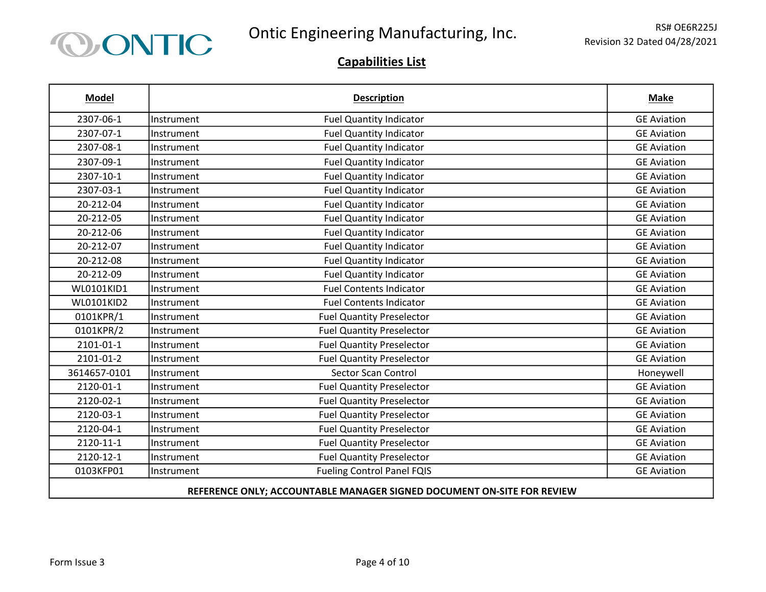# Ontic Engineering Manufacturing, Inc.

RS# OE6R225J
Revision 32 Dated 04/28/2021

## Capabilities List

| Model | Description | | Make |
|---|---|---|---|
| 2307-06-1 | Instrument | Fuel Quantity Indicator | GE Aviation |
| 2307-07-1 | Instrument | Fuel Quantity Indicator | GE Aviation |
| 2307-08-1 | Instrument | Fuel Quantity Indicator | GE Aviation |
| 2307-09-1 | Instrument | Fuel Quantity Indicator | GE Aviation |
| 2307-10-1 | Instrument | Fuel Quantity Indicator | GE Aviation |
| 2307-03-1 | Instrument | Fuel Quantity Indicator | GE Aviation |
| 20-212-04 | Instrument | Fuel Quantity Indicator | GE Aviation |
| 20-212-05 | Instrument | Fuel Quantity Indicator | GE Aviation |
| 20-212-06 | Instrument | Fuel Quantity Indicator | GE Aviation |
| 20-212-07 | Instrument | Fuel Quantity Indicator | GE Aviation |
| 20-212-08 | Instrument | Fuel Quantity Indicator | GE Aviation |
| 20-212-09 | Instrument | Fuel Quantity Indicator | GE Aviation |
| WL0101KID1 | Instrument | Fuel Contents Indicator | GE Aviation |
| WL0101KID2 | Instrument | Fuel Contents Indicator | GE Aviation |
| 0101KPR/1 | Instrument | Fuel Quantity Preselector | GE Aviation |
| 0101KPR/2 | Instrument | Fuel Quantity Preselector | GE Aviation |
| 2101-01-1 | Instrument | Fuel Quantity Preselector | GE Aviation |
| 2101-01-2 | Instrument | Fuel Quantity Preselector | GE Aviation |
| 3614657-0101 | Instrument | Sector Scan Control | Honeywell |
| 2120-01-1 | Instrument | Fuel Quantity Preselector | GE Aviation |
| 2120-02-1 | Instrument | Fuel Quantity Preselector | GE Aviation |
| 2120-03-1 | Instrument | Fuel Quantity Preselector | GE Aviation |
| 2120-04-1 | Instrument | Fuel Quantity Preselector | GE Aviation |
| 2120-11-1 | Instrument | Fuel Quantity Preselector | GE Aviation |
| 2120-12-1 | Instrument | Fuel Quantity Preselector | GE Aviation |
| 0103KFP01 | Instrument | Fueling Control Panel FQIS | GE Aviation |

**REFERENCE ONLY; ACCOUNTABLE MANAGER SIGNED DOCUMENT ON-SITE FOR REVIEW**

Form Issue 3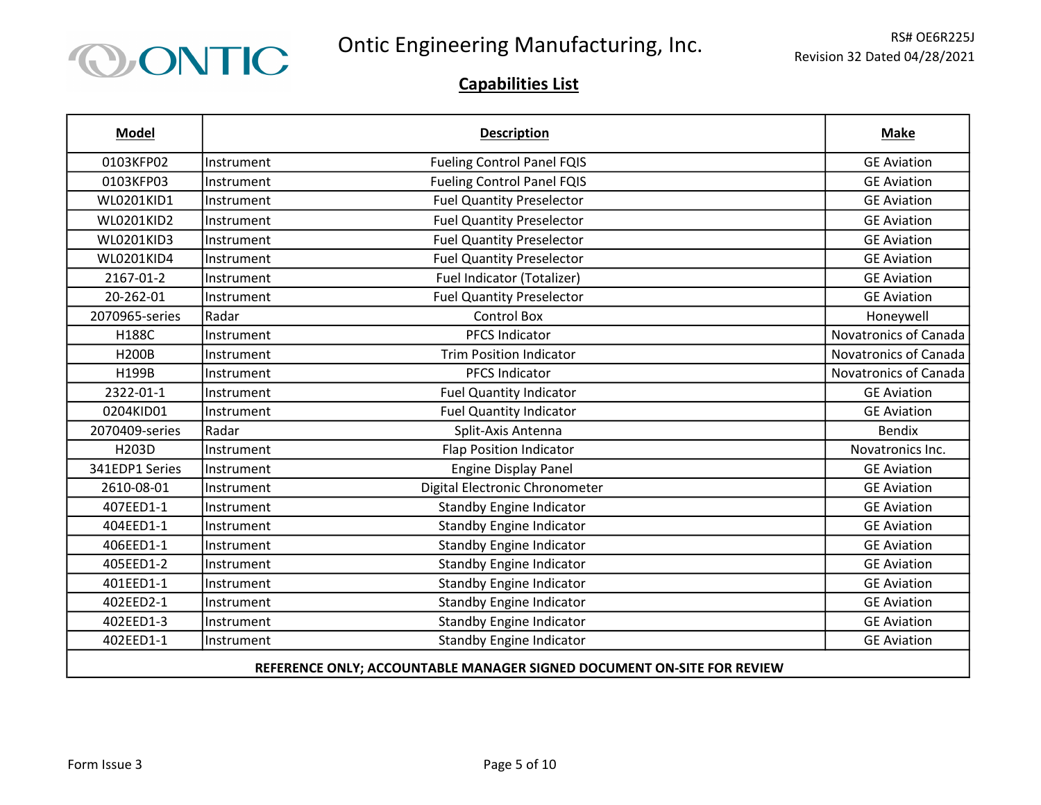# Ontic Engineering Manufacturing, Inc.

RS# OE6R225J
Revision 32 Dated 04/28/2021

## Capabilities List

| Model | Description | | Make |
|---|---|---|---|
| 0103KFP02 | Instrument | Fueling Control Panel FQIS | GE Aviation |
| 0103KFP03 | Instrument | Fueling Control Panel FQIS | GE Aviation |
| WL0201KID1 | Instrument | Fuel Quantity Preselector | GE Aviation |
| WL0201KID2 | Instrument | Fuel Quantity Preselector | GE Aviation |
| WL0201KID3 | Instrument | Fuel Quantity Preselector | GE Aviation |
| WL0201KID4 | Instrument | Fuel Quantity Preselector | GE Aviation |
| 2167-01-2 | Instrument | Fuel Indicator (Totalizer) | GE Aviation |
| 20-262-01 | Instrument | Fuel Quantity Preselector | GE Aviation |
| 2070965-series | Radar | Control Box | Honeywell |
| H188C | Instrument | PFCS Indicator | Novatronics of Canada |
| H200B | Instrument | Trim Position Indicator | Novatronics of Canada |
| H199B | Instrument | PFCS Indicator | Novatronics of Canada |
| 2322-01-1 | Instrument | Fuel Quantity Indicator | GE Aviation |
| 0204KID01 | Instrument | Fuel Quantity Indicator | GE Aviation |
| 2070409-series | Radar | Split-Axis Antenna | Bendix |
| H203D | Instrument | Flap Position Indicator | Novatronics Inc. |
| 341EDP1 Series | Instrument | Engine Display Panel | GE Aviation |
| 2610-08-01 | Instrument | Digital Electronic Chronometer | GE Aviation |
| 407EED1-1 | Instrument | Standby Engine Indicator | GE Aviation |
| 404EED1-1 | Instrument | Standby Engine Indicator | GE Aviation |
| 406EED1-1 | Instrument | Standby Engine Indicator | GE Aviation |
| 405EED1-2 | Instrument | Standby Engine Indicator | GE Aviation |
| 401EED1-1 | Instrument | Standby Engine Indicator | GE Aviation |
| 402EED2-1 | Instrument | Standby Engine Indicator | GE Aviation |
| 402EED1-3 | Instrument | Standby Engine Indicator | GE Aviation |
| 402EED1-1 | Instrument | Standby Engine Indicator | GE Aviation |

**REFERENCE ONLY; ACCOUNTABLE MANAGER SIGNED DOCUMENT ON-SITE FOR REVIEW**

Form Issue 3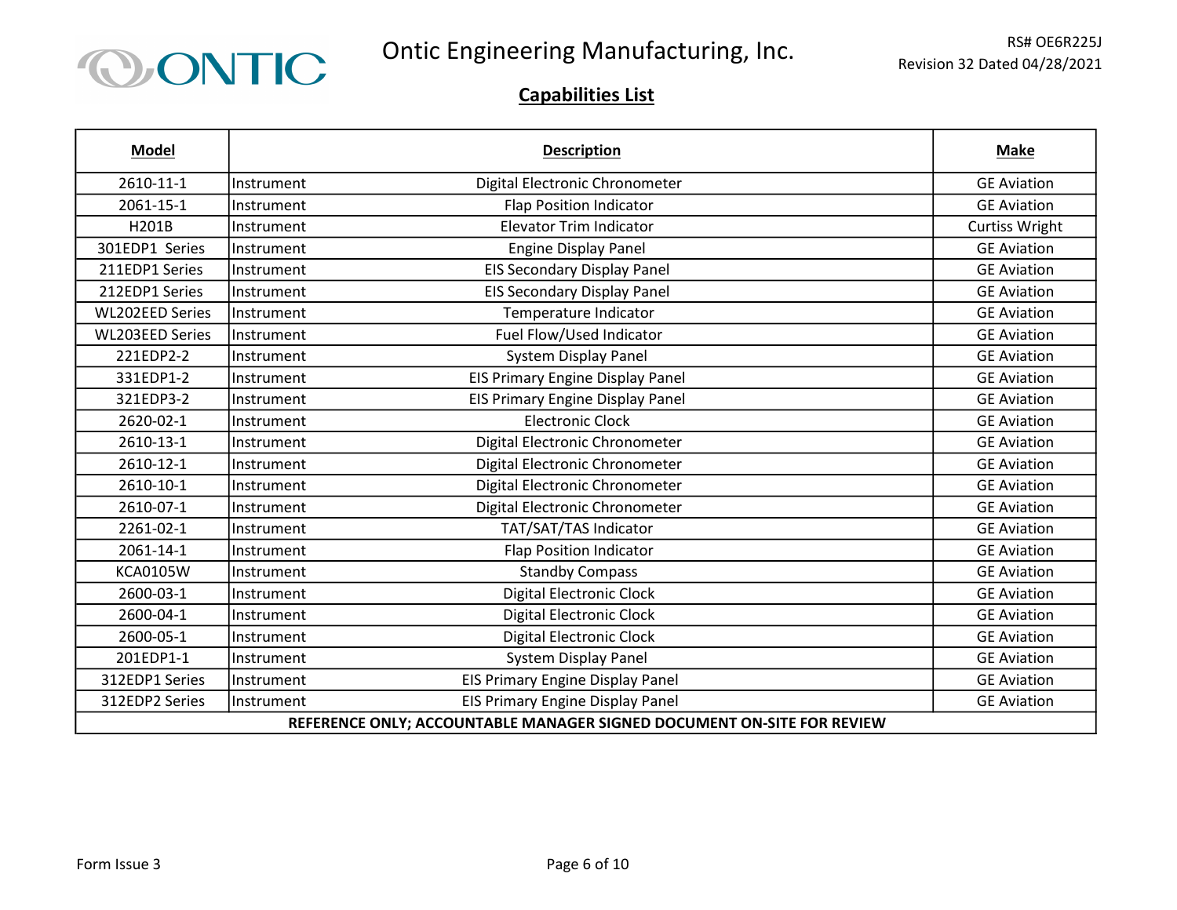# Ontic Engineering Manufacturing, Inc.

RS# OE6R225J
Revision 32 Dated 04/28/2021

## Capabilities List

| Model | Description | | Make |
|---|---|---|---|
| 2610-11-1 | Instrument | Digital Electronic Chronometer | GE Aviation |
| 2061-15-1 | Instrument | Flap Position Indicator | GE Aviation |
| H201B | Instrument | Elevator Trim Indicator | Curtiss Wright |
| 301EDP1 Series | Instrument | Engine Display Panel | GE Aviation |
| 211EDP1 Series | Instrument | EIS Secondary Display Panel | GE Aviation |
| 212EDP1 Series | Instrument | EIS Secondary Display Panel | GE Aviation |
| WL202EED Series | Instrument | Temperature Indicator | GE Aviation |
| WL203EED Series | Instrument | Fuel Flow/Used Indicator | GE Aviation |
| 221EDP2-2 | Instrument | System Display Panel | GE Aviation |
| 331EDP1-2 | Instrument | EIS Primary Engine Display Panel | GE Aviation |
| 321EDP3-2 | Instrument | EIS Primary Engine Display Panel | GE Aviation |
| 2620-02-1 | Instrument | Electronic Clock | GE Aviation |
| 2610-13-1 | Instrument | Digital Electronic Chronometer | GE Aviation |
| 2610-12-1 | Instrument | Digital Electronic Chronometer | GE Aviation |
| 2610-10-1 | Instrument | Digital Electronic Chronometer | GE Aviation |
| 2610-07-1 | Instrument | Digital Electronic Chronometer | GE Aviation |
| 2261-02-1 | Instrument | TAT/SAT/TAS Indicator | GE Aviation |
| 2061-14-1 | Instrument | Flap Position Indicator | GE Aviation |
| KCA0105W | Instrument | Standby Compass | GE Aviation |
| 2600-03-1 | Instrument | Digital Electronic Clock | GE Aviation |
| 2600-04-1 | Instrument | Digital Electronic Clock | GE Aviation |
| 2600-05-1 | Instrument | Digital Electronic Clock | GE Aviation |
| 201EDP1-1 | Instrument | System Display Panel | GE Aviation |
| 312EDP1 Series | Instrument | EIS Primary Engine Display Panel | GE Aviation |
| 312EDP2 Series | Instrument | EIS Primary Engine Display Panel | GE Aviation |

**REFERENCE ONLY; ACCOUNTABLE MANAGER SIGNED DOCUMENT ON-SITE FOR REVIEW**

Form Issue 3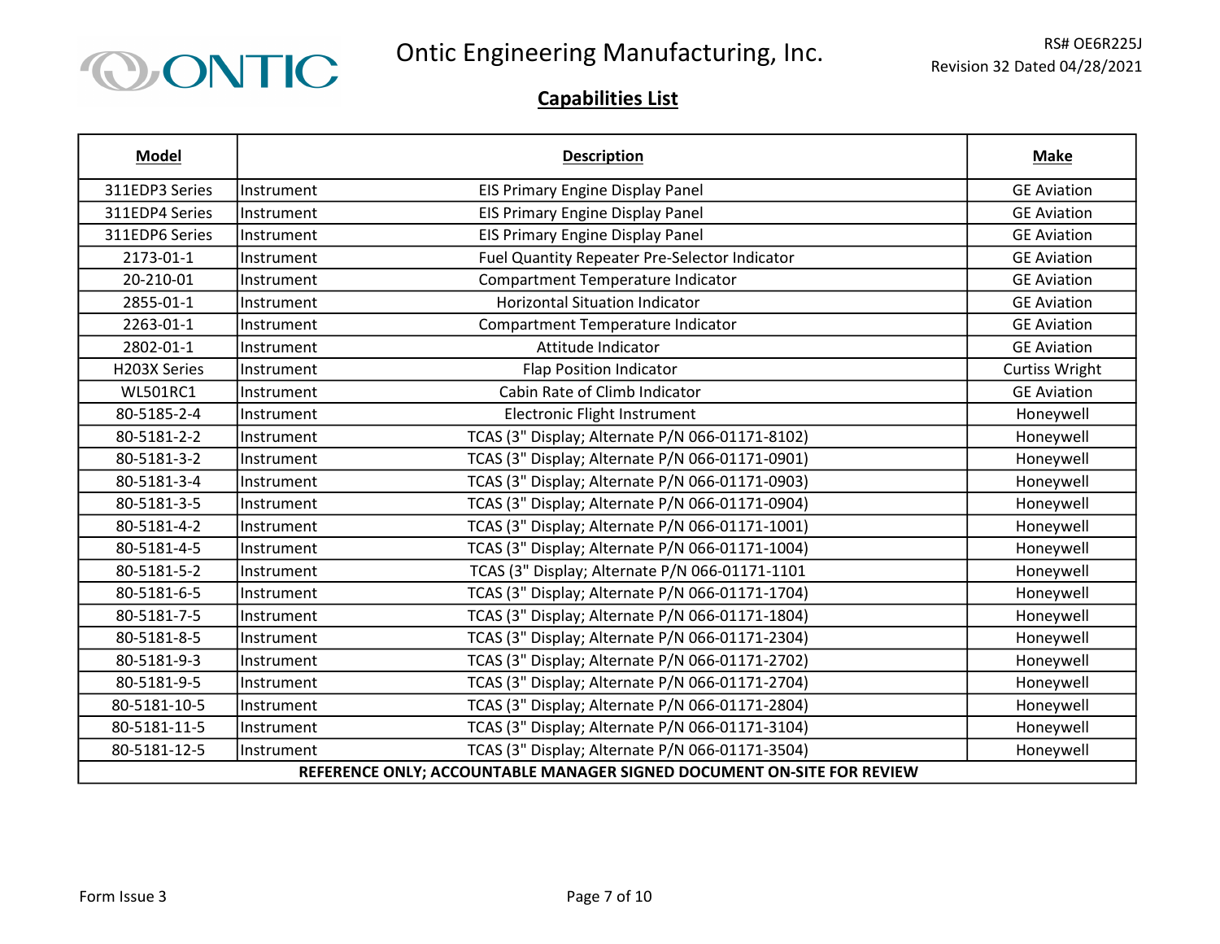# Ontic Engineering Manufacturing, Inc.

RS# OE6R225J
Revision 32 Dated 04/28/2021

## Capabilities List

| Model | Description | | Make |
|---|---|---|---|
| 311EDP3 Series | Instrument | EIS Primary Engine Display Panel | GE Aviation |
| 311EDP4 Series | Instrument | EIS Primary Engine Display Panel | GE Aviation |
| 311EDP6 Series | Instrument | EIS Primary Engine Display Panel | GE Aviation |
| 2173-01-1 | Instrument | Fuel Quantity Repeater Pre-Selector Indicator | GE Aviation |
| 20-210-01 | Instrument | Compartment Temperature Indicator | GE Aviation |
| 2855-01-1 | Instrument | Horizontal Situation Indicator | GE Aviation |
| 2263-01-1 | Instrument | Compartment Temperature Indicator | GE Aviation |
| 2802-01-1 | Instrument | Attitude Indicator | GE Aviation |
| H203X Series | Instrument | Flap Position Indicator | Curtiss Wright |
| WL501RC1 | Instrument | Cabin Rate of Climb Indicator | GE Aviation |
| 80-5185-2-4 | Instrument | Electronic Flight Instrument | Honeywell |
| 80-5181-2-2 | Instrument | TCAS (3" Display; Alternate P/N 066-01171-8102) | Honeywell |
| 80-5181-3-2 | Instrument | TCAS (3" Display; Alternate P/N 066-01171-0901) | Honeywell |
| 80-5181-3-4 | Instrument | TCAS (3" Display; Alternate P/N 066-01171-0903) | Honeywell |
| 80-5181-3-5 | Instrument | TCAS (3" Display; Alternate P/N 066-01171-0904) | Honeywell |
| 80-5181-4-2 | Instrument | TCAS (3" Display; Alternate P/N 066-01171-1001) | Honeywell |
| 80-5181-4-5 | Instrument | TCAS (3" Display; Alternate P/N 066-01171-1004) | Honeywell |
| 80-5181-5-2 | Instrument | TCAS (3" Display; Alternate P/N 066-01171-1101 | Honeywell |
| 80-5181-6-5 | Instrument | TCAS (3" Display; Alternate P/N 066-01171-1704) | Honeywell |
| 80-5181-7-5 | Instrument | TCAS (3" Display; Alternate P/N 066-01171-1804) | Honeywell |
| 80-5181-8-5 | Instrument | TCAS (3" Display; Alternate P/N 066-01171-2304) | Honeywell |
| 80-5181-9-3 | Instrument | TCAS (3" Display; Alternate P/N 066-01171-2702) | Honeywell |
| 80-5181-9-5 | Instrument | TCAS (3" Display; Alternate P/N 066-01171-2704) | Honeywell |
| 80-5181-10-5 | Instrument | TCAS (3" Display; Alternate P/N 066-01171-2804) | Honeywell |
| 80-5181-11-5 | Instrument | TCAS (3" Display; Alternate P/N 066-01171-3104) | Honeywell |
| 80-5181-12-5 | Instrument | TCAS (3" Display; Alternate P/N 066-01171-3504) | Honeywell |

**REFERENCE ONLY; ACCOUNTABLE MANAGER SIGNED DOCUMENT ON-SITE FOR REVIEW**

Form Issue 3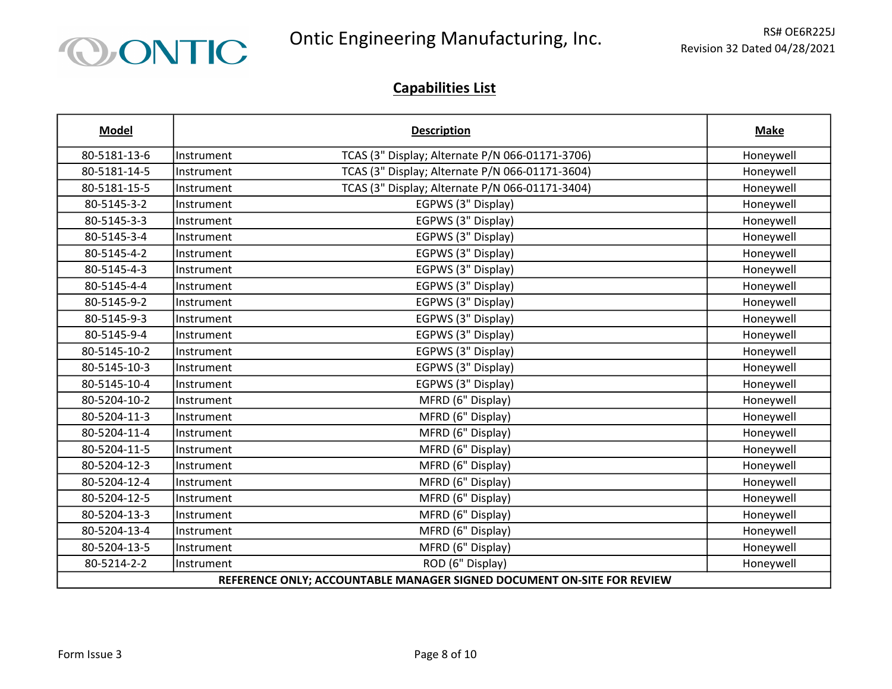Ontic Engineering Manufacturing, Inc.

RS# OE6R225J
Revision 32 Dated 04/28/2021

## Capabilities List

| Model | Description | | Make |
|---|---|---|---|
| 80-5181-13-6 | Instrument | TCAS (3" Display; Alternate P/N 066-01171-3706) | Honeywell |
| 80-5181-14-5 | Instrument | TCAS (3" Display; Alternate P/N 066-01171-3604) | Honeywell |
| 80-5181-15-5 | Instrument | TCAS (3" Display; Alternate P/N 066-01171-3404) | Honeywell |
| 80-5145-3-2 | Instrument | EGPWS (3" Display) | Honeywell |
| 80-5145-3-3 | Instrument | EGPWS (3" Display) | Honeywell |
| 80-5145-3-4 | Instrument | EGPWS (3" Display) | Honeywell |
| 80-5145-4-2 | Instrument | EGPWS (3" Display) | Honeywell |
| 80-5145-4-3 | Instrument | EGPWS (3" Display) | Honeywell |
| 80-5145-4-4 | Instrument | EGPWS (3" Display) | Honeywell |
| 80-5145-9-2 | Instrument | EGPWS (3" Display) | Honeywell |
| 80-5145-9-3 | Instrument | EGPWS (3" Display) | Honeywell |
| 80-5145-9-4 | Instrument | EGPWS (3" Display) | Honeywell |
| 80-5145-10-2 | Instrument | EGPWS (3" Display) | Honeywell |
| 80-5145-10-3 | Instrument | EGPWS (3" Display) | Honeywell |
| 80-5145-10-4 | Instrument | EGPWS (3" Display) | Honeywell |
| 80-5204-10-2 | Instrument | MFRD (6" Display) | Honeywell |
| 80-5204-11-3 | Instrument | MFRD (6" Display) | Honeywell |
| 80-5204-11-4 | Instrument | MFRD (6" Display) | Honeywell |
| 80-5204-11-5 | Instrument | MFRD (6" Display) | Honeywell |
| 80-5204-12-3 | Instrument | MFRD (6" Display) | Honeywell |
| 80-5204-12-4 | Instrument | MFRD (6" Display) | Honeywell |
| 80-5204-12-5 | Instrument | MFRD (6" Display) | Honeywell |
| 80-5204-13-3 | Instrument | MFRD (6" Display) | Honeywell |
| 80-5204-13-4 | Instrument | MFRD (6" Display) | Honeywell |
| 80-5204-13-5 | Instrument | MFRD (6" Display) | Honeywell |
| 80-5214-2-2 | Instrument | ROD (6" Display) | Honeywell |

**REFERENCE ONLY; ACCOUNTABLE MANAGER SIGNED DOCUMENT ON-SITE FOR REVIEW**

Form Issue 3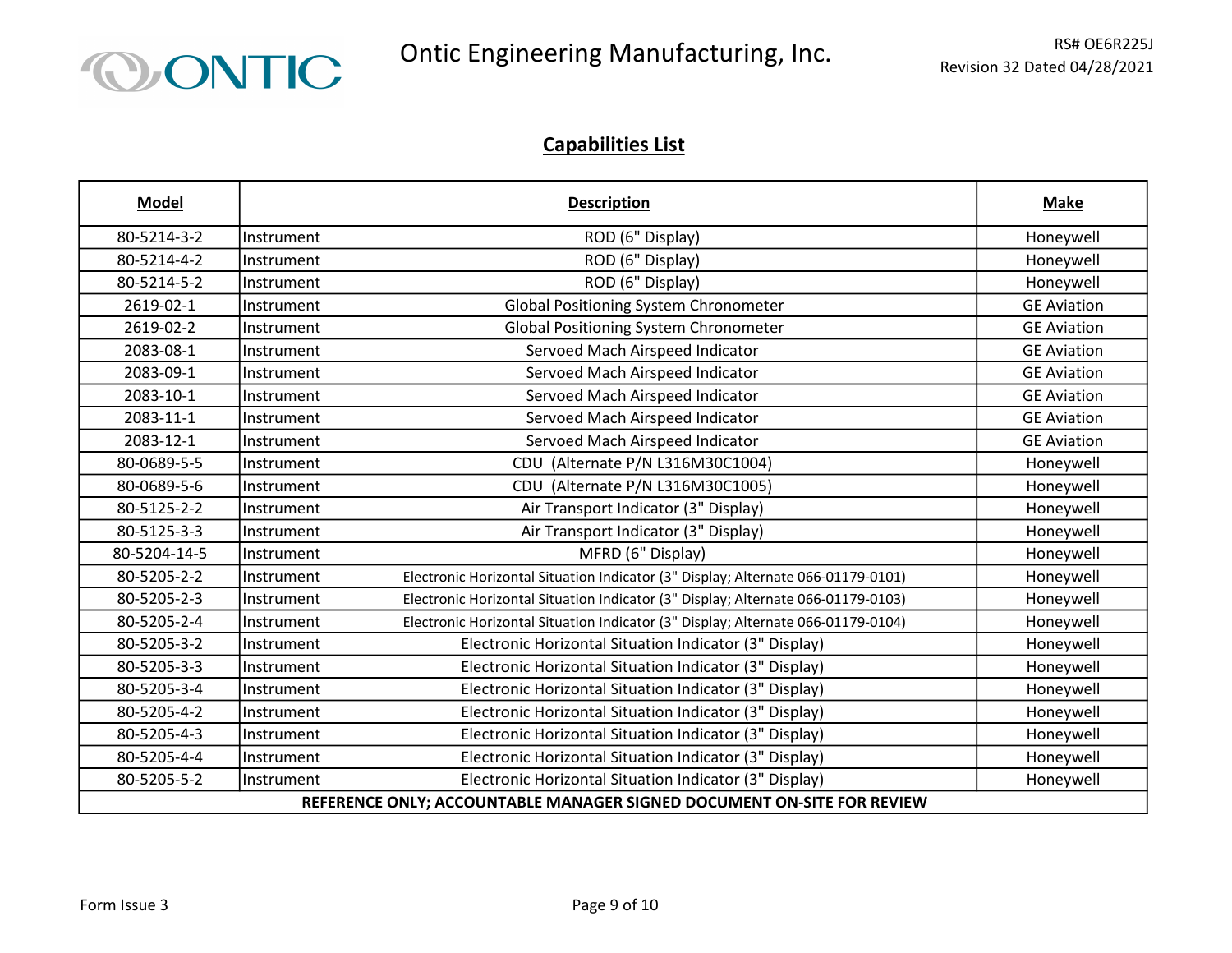## Capabilities List

| Model | Description | | Make |
|---|---|---|---|
| 80-5214-3-2 | Instrument | ROD (6" Display) | Honeywell |
| 80-5214-4-2 | Instrument | ROD (6" Display) | Honeywell |
| 80-5214-5-2 | Instrument | ROD (6" Display) | Honeywell |
| 2619-02-1 | Instrument | Global Positioning System Chronometer | GE Aviation |
| 2619-02-2 | Instrument | Global Positioning System Chronometer | GE Aviation |
| 2083-08-1 | Instrument | Servoed Mach Airspeed Indicator | GE Aviation |
| 2083-09-1 | Instrument | Servoed Mach Airspeed Indicator | GE Aviation |
| 2083-10-1 | Instrument | Servoed Mach Airspeed Indicator | GE Aviation |
| 2083-11-1 | Instrument | Servoed Mach Airspeed Indicator | GE Aviation |
| 2083-12-1 | Instrument | Servoed Mach Airspeed Indicator | GE Aviation |
| 80-0689-5-5 | Instrument | CDU (Alternate P/N L316M30C1004) | Honeywell |
| 80-0689-5-6 | Instrument | CDU (Alternate P/N L316M30C1005) | Honeywell |
| 80-5125-2-2 | Instrument | Air Transport Indicator (3" Display) | Honeywell |
| 80-5125-3-3 | Instrument | Air Transport Indicator (3" Display) | Honeywell |
| 80-5204-14-5 | Instrument | MFRD (6" Display) | Honeywell |
| 80-5205-2-2 | Instrument | Electronic Horizontal Situation Indicator (3" Display; Alternate 066-01179-0101) | Honeywell |
| 80-5205-2-3 | Instrument | Electronic Horizontal Situation Indicator (3" Display; Alternate 066-01179-0103) | Honeywell |
| 80-5205-2-4 | Instrument | Electronic Horizontal Situation Indicator (3" Display; Alternate 066-01179-0104) | Honeywell |
| 80-5205-3-2 | Instrument | Electronic Horizontal Situation Indicator (3" Display) | Honeywell |
| 80-5205-3-3 | Instrument | Electronic Horizontal Situation Indicator (3" Display) | Honeywell |
| 80-5205-3-4 | Instrument | Electronic Horizontal Situation Indicator (3" Display) | Honeywell |
| 80-5205-4-2 | Instrument | Electronic Horizontal Situation Indicator (3" Display) | Honeywell |
| 80-5205-4-3 | Instrument | Electronic Horizontal Situation Indicator (3" Display) | Honeywell |
| 80-5205-4-4 | Instrument | Electronic Horizontal Situation Indicator (3" Display) | Honeywell |
| 80-5205-5-2 | Instrument | Electronic Horizontal Situation Indicator (3" Display) | Honeywell |
| **REFERENCE ONLY; ACCOUNTABLE MANAGER SIGNED DOCUMENT ON-SITE FOR REVIEW** | | | |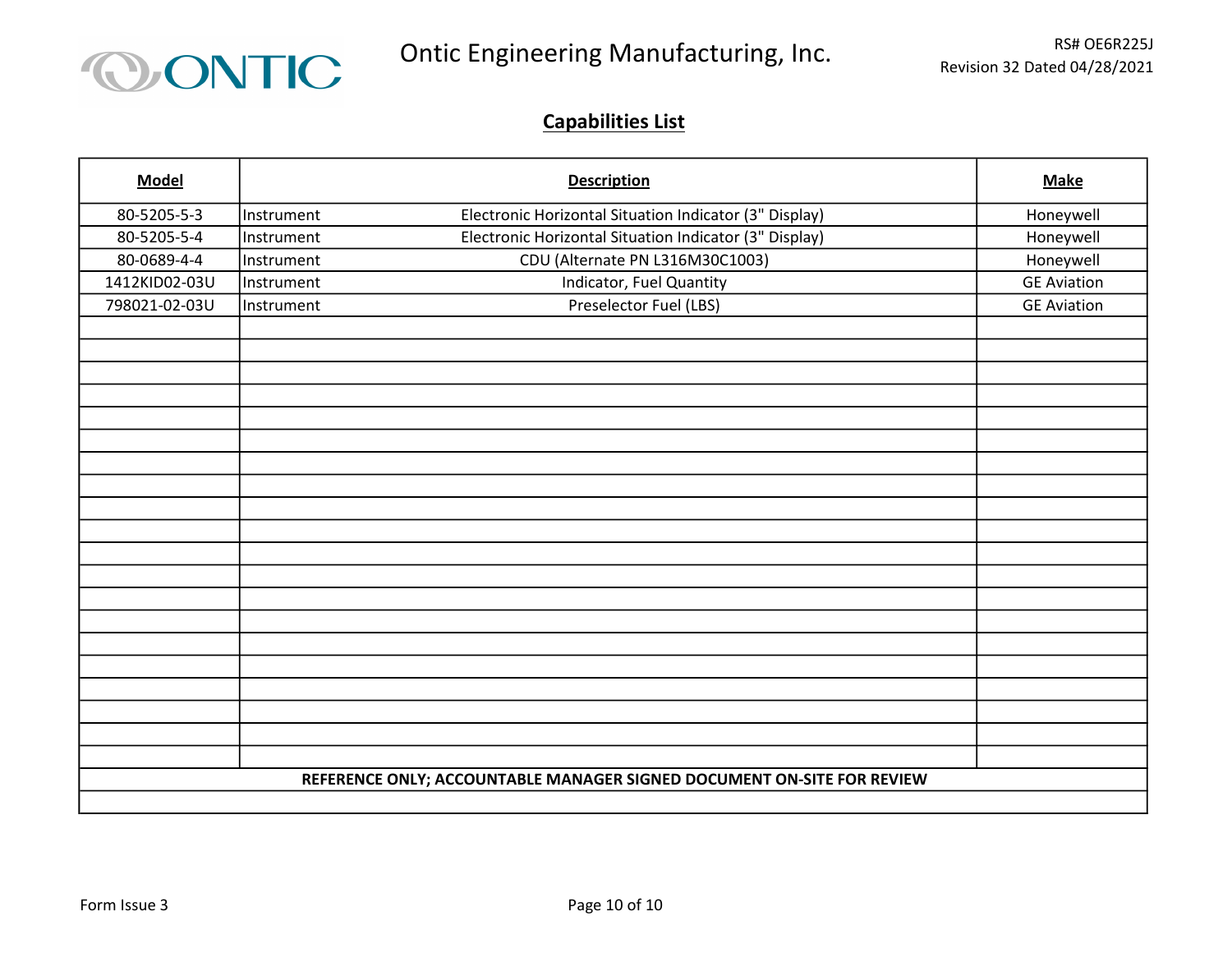Ontic Engineering Manufacturing, Inc.

RS# OE6R225J
Revision 32 Dated 04/28/2021

## Capabilities List

| Model | Description | | Make |
|---|---|---|---|
| 80-5205-5-3 | Instrument | Electronic Horizontal Situation Indicator (3" Display) | Honeywell |
| 80-5205-5-4 | Instrument | Electronic Horizontal Situation Indicator (3" Display) | Honeywell |
| 80-0689-4-4 | Instrument | CDU (Alternate PN L316M30C1003) | Honeywell |
| 1412KID02-03U | Instrument | Indicator, Fuel Quantity | GE Aviation |
| 798021-02-03U | Instrument | Preselector Fuel (LBS) | GE Aviation |

**REFERENCE ONLY; ACCOUNTABLE MANAGER SIGNED DOCUMENT ON-SITE FOR REVIEW**

Form Issue 3